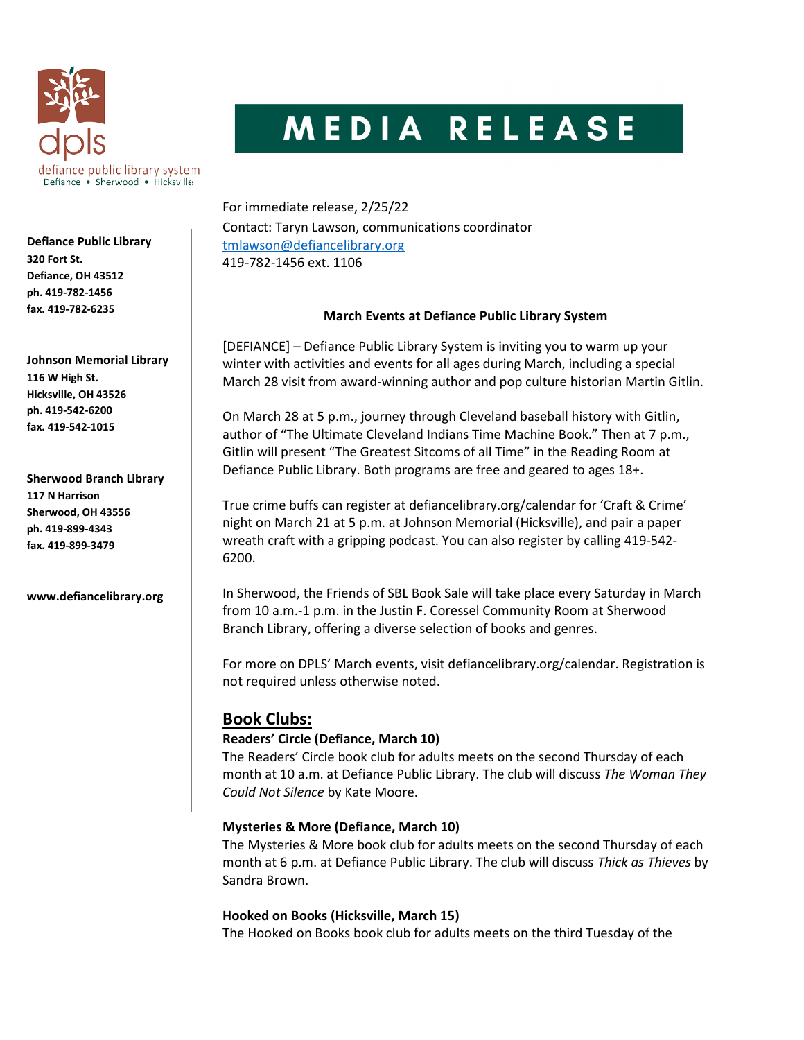defiance public library system
Defiance • Sherwood • Hicksville

# MEDIA RELEASE

**Defiance Public Library**
**320 Fort St.**
**Defiance, OH 43512**
**ph. 419-782-1456**
**fax. 419-782-6235**

**Johnson Memorial Library**
**116 W High St.**
**Hicksville, OH 43526**
**ph. 419-542-6200**
**fax. 419-542-1015**

**Sherwood Branch Library**
**117 N Harrison**
**Sherwood, OH 43556**
**ph. 419-899-4343**
**fax. 419-899-3479**

**www.defiancelibrary.org**

For immediate release, 2/25/22
Contact: Taryn Lawson, communications coordinator
tmlawson@defiancelibrary.org
419-782-1456 ext. 1106

**March Events at Defiance Public Library System**

[DEFIANCE] – Defiance Public Library System is inviting you to warm up your winter with activities and events for all ages during March, including a special March 28 visit from award-winning author and pop culture historian Martin Gitlin.

On March 28 at 5 p.m., journey through Cleveland baseball history with Gitlin, author of "The Ultimate Cleveland Indians Time Machine Book." Then at 7 p.m., Gitlin will present "The Greatest Sitcoms of all Time" in the Reading Room at Defiance Public Library. Both programs are free and geared to ages 18+.

True crime buffs can register at defiancelibrary.org/calendar for 'Craft & Crime' night on March 21 at 5 p.m. at Johnson Memorial (Hicksville), and pair a paper wreath craft with a gripping podcast. You can also register by calling 419-542-6200.

In Sherwood, the Friends of SBL Book Sale will take place every Saturday in March from 10 a.m.-1 p.m. in the Justin F. Coressel Community Room at Sherwood Branch Library, offering a diverse selection of books and genres.

For more on DPLS' March events, visit defiancelibrary.org/calendar. Registration is not required unless otherwise noted.

## Book Clubs:

**Readers' Circle (Defiance, March 10)**
The Readers' Circle book club for adults meets on the second Thursday of each month at 10 a.m. at Defiance Public Library. The club will discuss *The Woman They Could Not Silence* by Kate Moore.

**Mysteries & More (Defiance, March 10)**
The Mysteries & More book club for adults meets on the second Thursday of each month at 6 p.m. at Defiance Public Library. The club will discuss *Thick as Thieves* by Sandra Brown.

**Hooked on Books (Hicksville, March 15)**
The Hooked on Books book club for adults meets on the third Tuesday of the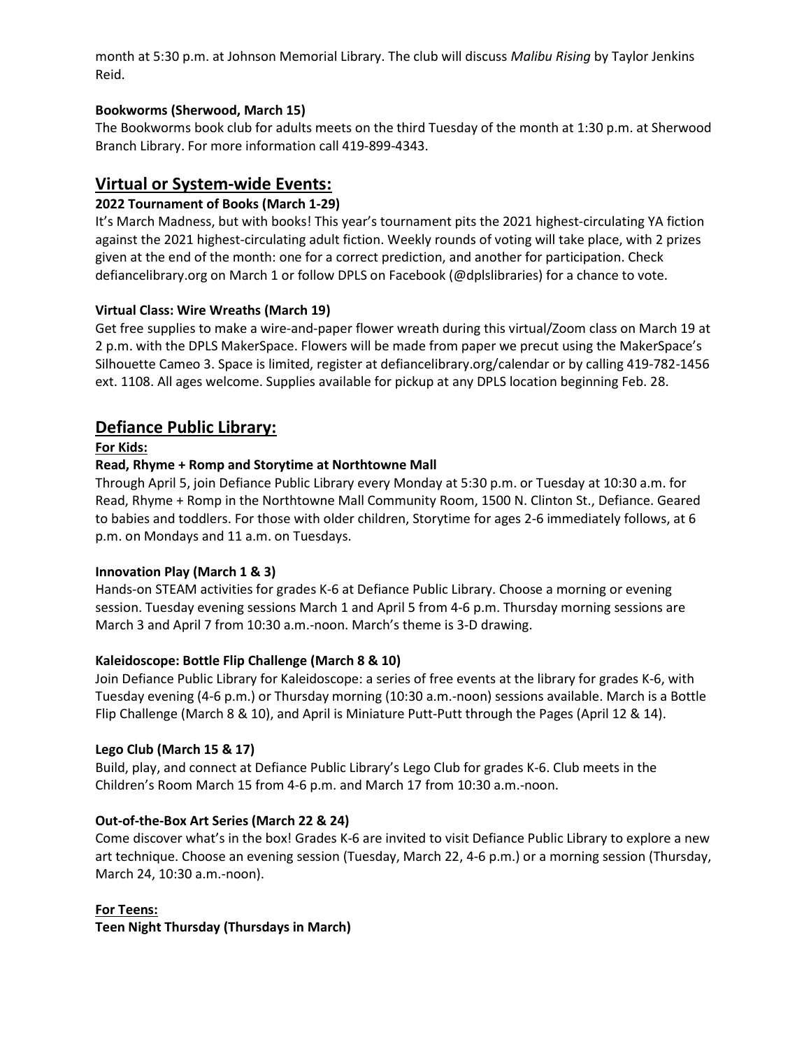month at 5:30 p.m. at Johnson Memorial Library. The club will discuss *Malibu Rising* by Taylor Jenkins Reid.

**Bookworms (Sherwood, March 15)**
The Bookworms book club for adults meets on the third Tuesday of the month at 1:30 p.m. at Sherwood Branch Library. For more information call 419-899-4343.

## Virtual or System-wide Events:

**2022 Tournament of Books (March 1-29)**
It's March Madness, but with books! This year's tournament pits the 2021 highest-circulating YA fiction against the 2021 highest-circulating adult fiction. Weekly rounds of voting will take place, with 2 prizes given at the end of the month: one for a correct prediction, and another for participation. Check defiancelibrary.org on March 1 or follow DPLS on Facebook (@dplslibraries) for a chance to vote.

**Virtual Class: Wire Wreaths (March 19)**
Get free supplies to make a wire-and-paper flower wreath during this virtual/Zoom class on March 19 at 2 p.m. with the DPLS MakerSpace. Flowers will be made from paper we precut using the MakerSpace's Silhouette Cameo 3. Space is limited, register at defiancelibrary.org/calendar or by calling 419-782-1456 ext. 1108. All ages welcome. Supplies available for pickup at any DPLS location beginning Feb. 28.

## Defiance Public Library:

**For Kids:**

**Read, Rhyme + Romp and Storytime at Northtowne Mall**
Through April 5, join Defiance Public Library every Monday at 5:30 p.m. or Tuesday at 10:30 a.m. for Read, Rhyme + Romp in the Northtowne Mall Community Room, 1500 N. Clinton St., Defiance. Geared to babies and toddlers. For those with older children, Storytime for ages 2-6 immediately follows, at 6 p.m. on Mondays and 11 a.m. on Tuesdays.

**Innovation Play (March 1 & 3)**
Hands-on STEAM activities for grades K-6 at Defiance Public Library. Choose a morning or evening session. Tuesday evening sessions March 1 and April 5 from 4-6 p.m. Thursday morning sessions are March 3 and April 7 from 10:30 a.m.-noon. March's theme is 3-D drawing.

**Kaleidoscope: Bottle Flip Challenge (March 8 & 10)**
Join Defiance Public Library for Kaleidoscope: a series of free events at the library for grades K-6, with Tuesday evening (4-6 p.m.) or Thursday morning (10:30 a.m.-noon) sessions available. March is a Bottle Flip Challenge (March 8 & 10), and April is Miniature Putt-Putt through the Pages (April 12 & 14).

**Lego Club (March 15 & 17)**
Build, play, and connect at Defiance Public Library's Lego Club for grades K-6. Club meets in the Children's Room March 15 from 4-6 p.m. and March 17 from 10:30 a.m.-noon.

**Out-of-the-Box Art Series (March 22 & 24)**
Come discover what's in the box! Grades K-6 are invited to visit Defiance Public Library to explore a new art technique. Choose an evening session (Tuesday, March 22, 4-6 p.m.) or a morning session (Thursday, March 24, 10:30 a.m.-noon).

**For Teens:**

**Teen Night Thursday (Thursdays in March)**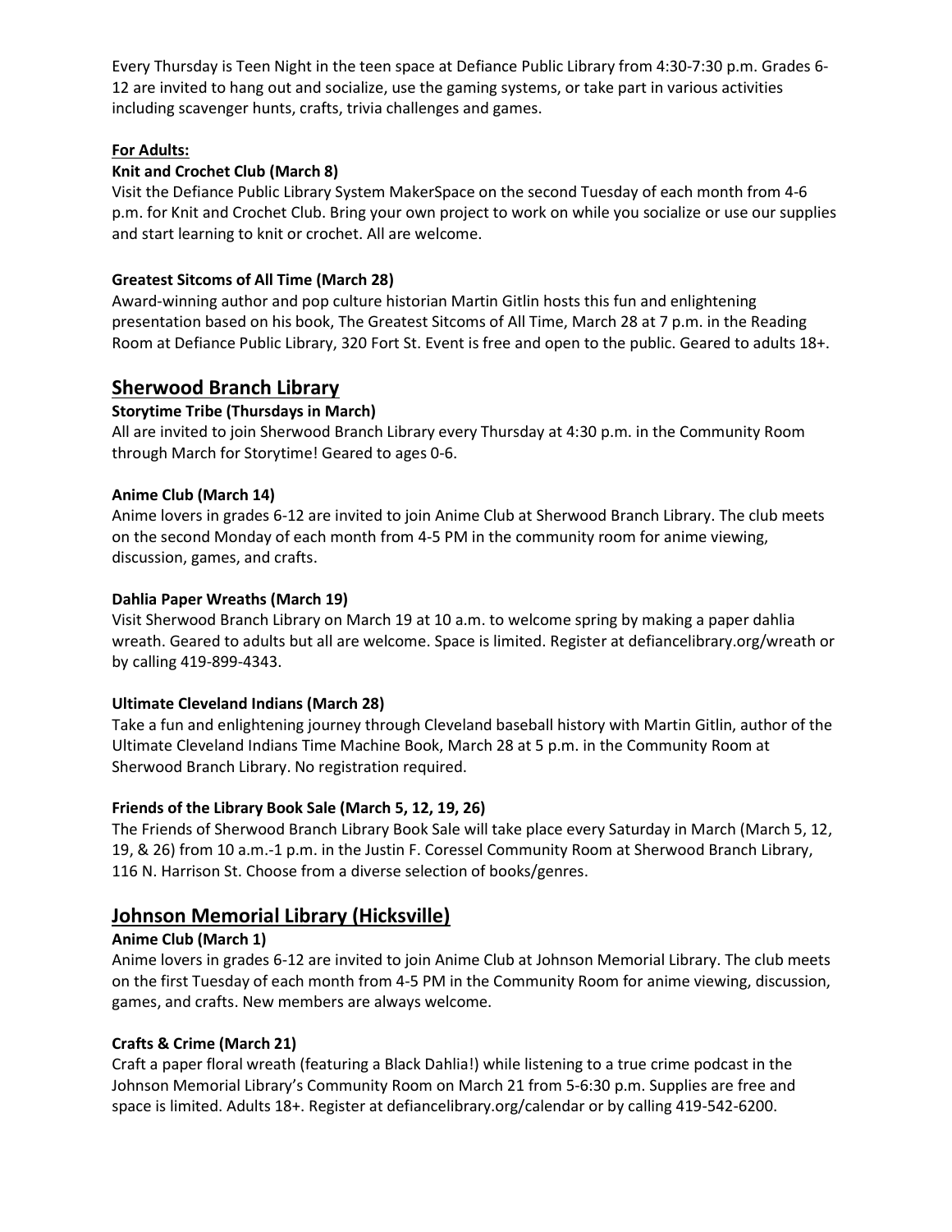Every Thursday is Teen Night in the teen space at Defiance Public Library from 4:30-7:30 p.m. Grades 6-12 are invited to hang out and socialize, use the gaming systems, or take part in various activities including scavenger hunts, crafts, trivia challenges and games.

**For Adults:**

**Knit and Crochet Club (March 8)**

Visit the Defiance Public Library System MakerSpace on the second Tuesday of each month from 4-6 p.m. for Knit and Crochet Club. Bring your own project to work on while you socialize or use our supplies and start learning to knit or crochet. All are welcome.

**Greatest Sitcoms of All Time (March 28)**

Award-winning author and pop culture historian Martin Gitlin hosts this fun and enlightening presentation based on his book, The Greatest Sitcoms of All Time, March 28 at 7 p.m. in the Reading Room at Defiance Public Library, 320 Fort St. Event is free and open to the public. Geared to adults 18+.

## Sherwood Branch Library

**Storytime Tribe (Thursdays in March)**

All are invited to join Sherwood Branch Library every Thursday at 4:30 p.m. in the Community Room through March for Storytime! Geared to ages 0-6.

**Anime Club (March 14)**

Anime lovers in grades 6-12 are invited to join Anime Club at Sherwood Branch Library. The club meets on the second Monday of each month from 4-5 PM in the community room for anime viewing, discussion, games, and crafts.

**Dahlia Paper Wreaths (March 19)**

Visit Sherwood Branch Library on March 19 at 10 a.m. to welcome spring by making a paper dahlia wreath. Geared to adults but all are welcome. Space is limited. Register at defiancelibrary.org/wreath or by calling 419-899-4343.

**Ultimate Cleveland Indians (March 28)**

Take a fun and enlightening journey through Cleveland baseball history with Martin Gitlin, author of the Ultimate Cleveland Indians Time Machine Book, March 28 at 5 p.m. in the Community Room at Sherwood Branch Library. No registration required.

**Friends of the Library Book Sale (March 5, 12, 19, 26)**

The Friends of Sherwood Branch Library Book Sale will take place every Saturday in March (March 5, 12, 19, & 26) from 10 a.m.-1 p.m. in the Justin F. Coressel Community Room at Sherwood Branch Library, 116 N. Harrison St. Choose from a diverse selection of books/genres.

## Johnson Memorial Library (Hicksville)

**Anime Club (March 1)**

Anime lovers in grades 6-12 are invited to join Anime Club at Johnson Memorial Library. The club meets on the first Tuesday of each month from 4-5 PM in the Community Room for anime viewing, discussion, games, and crafts. New members are always welcome.

**Crafts & Crime (March 21)**

Craft a paper floral wreath (featuring a Black Dahlia!) while listening to a true crime podcast in the Johnson Memorial Library's Community Room on March 21 from 5-6:30 p.m. Supplies are free and space is limited. Adults 18+. Register at defiancelibrary.org/calendar or by calling 419-542-6200.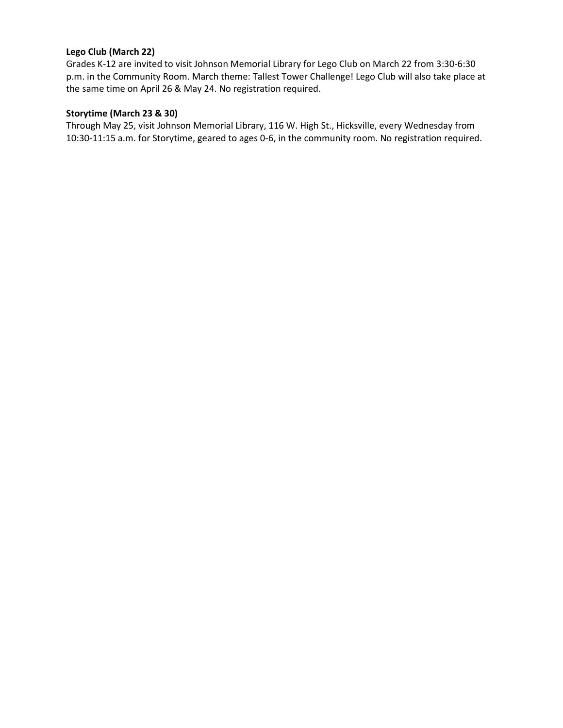**Lego Club (March 22)**

Grades K-12 are invited to visit Johnson Memorial Library for Lego Club on March 22 from 3:30-6:30 p.m. in the Community Room. March theme: Tallest Tower Challenge! Lego Club will also take place at the same time on April 26 & May 24. No registration required.

**Storytime (March 23 & 30)**

Through May 25, visit Johnson Memorial Library, 116 W. High St., Hicksville, every Wednesday from 10:30-11:15 a.m. for Storytime, geared to ages 0-6, in the community room. No registration required.